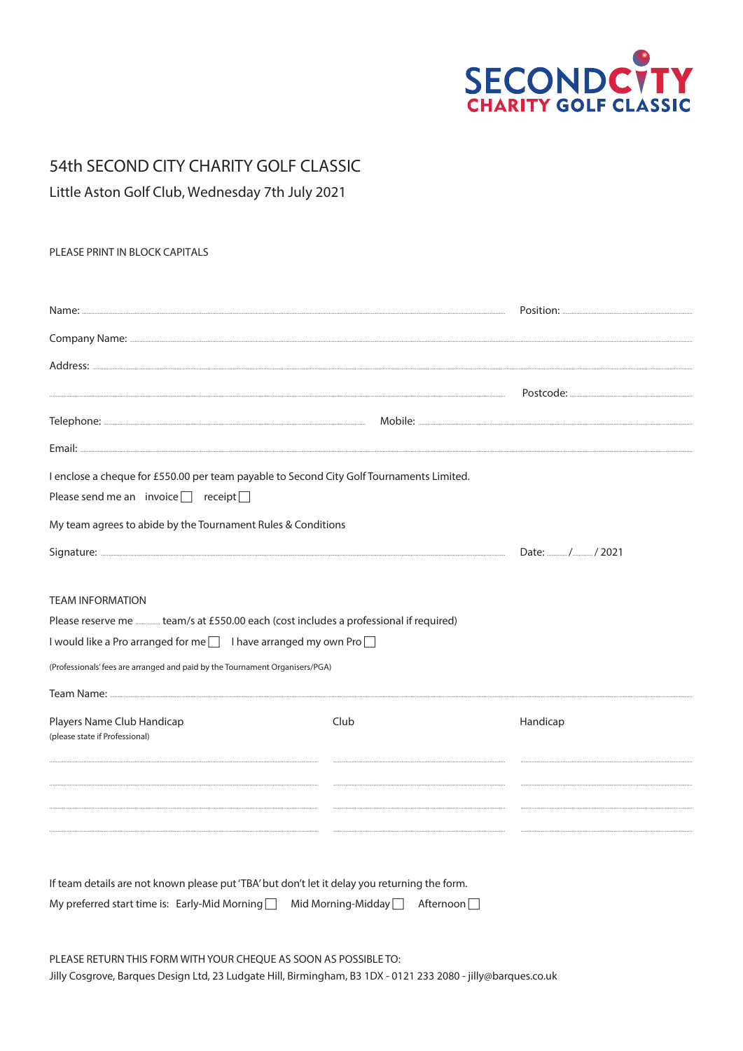SECONDCITY
CHARITY GOLF CLASSIC

# 54th SECOND CITY CHARITY GOLF CLASSIC

## Little Aston Golf Club, Wednesday 7th July 2021

PLEASE PRINT IN BLOCK CAPITALS

Name: ........................................ Position: ........................................

Company Name: ........................................

Address: ........................................

........................................ Postcode: ........................................

Telephone: ........................................ Mobile: ........................................

Email: ........................................

I enclose a cheque for £550.00 per team payable to Second City Golf Tournaments Limited.

Please send me an invoice ☐ receipt ☐

My team agrees to abide by the Tournament Rules & Conditions

Signature: ........................................ Date: ....../....../ 2021

TEAM INFORMATION

Please reserve me ...... team/s at £550.00 each (cost includes a professional if required)

I would like a Pro arranged for me ☐ I have arranged my own Pro ☐

(Professionals' fees are arranged and paid by the Tournament Organisers/PGA)

Team Name: ........................................

| Players Name Club Handicap (please state if Professional) | Club | Handicap |
|---|---|---|
| | | |
| | | |
| | | |
| | | |

If team details are not known please put 'TBA' but don't let it delay you returning the form.

My preferred start time is: Early-Mid Morning ☐ Mid Morning-Midday ☐ Afternoon ☐

PLEASE RETURN THIS FORM WITH YOUR CHEQUE AS SOON AS POSSIBLE TO:
Jilly Cosgrove, Barques Design Ltd, 23 Ludgate Hill, Birmingham, B3 1DX - 0121 233 2080 - jilly@barques.co.uk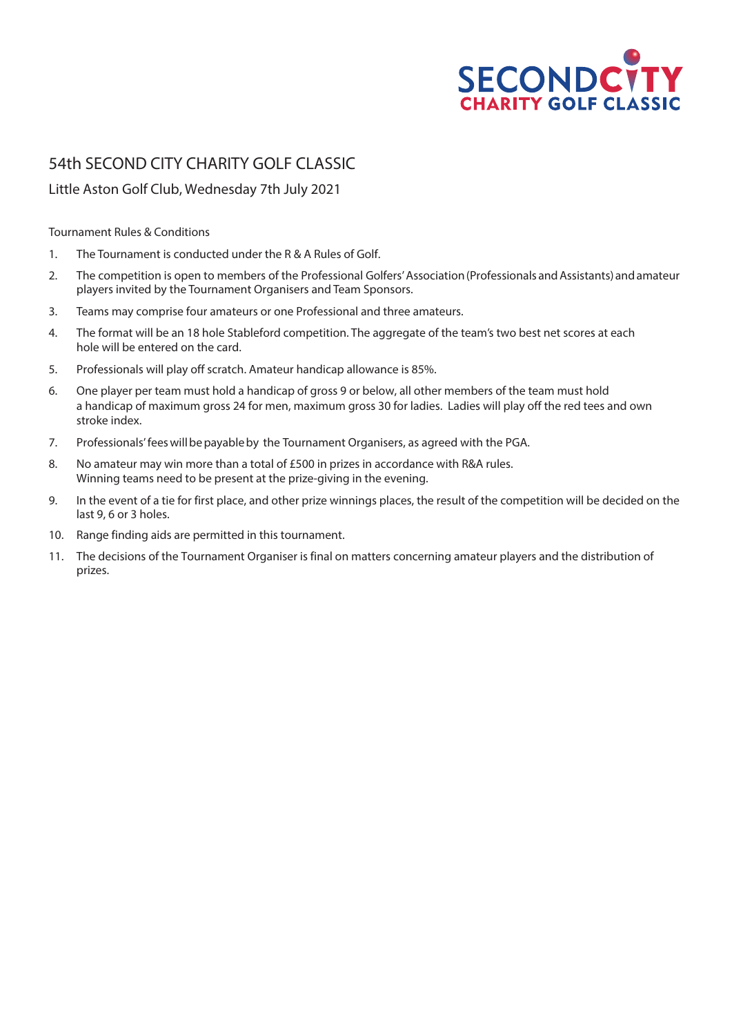SECONDCITY
CHARITY GOLF CLASSIC

# 54th SECOND CITY CHARITY GOLF CLASSIC

Little Aston Golf Club, Wednesday 7th July 2021

Tournament Rules & Conditions

1. The Tournament is conducted under the R & A Rules of Golf.
2. The competition is open to members of the Professional Golfers' Association (Professionals and Assistants) and amateur players invited by the Tournament Organisers and Team Sponsors.
3. Teams may comprise four amateurs or one Professional and three amateurs.
4. The format will be an 18 hole Stableford competition. The aggregate of the team's two best net scores at each hole will be entered on the card.
5. Professionals will play off scratch. Amateur handicap allowance is 85%.
6. One player per team must hold a handicap of gross 9 or below, all other members of the team must hold a handicap of maximum gross 24 for men, maximum gross 30 for ladies. Ladies will play off the red tees and own stroke index.
7. Professionals' fees will be payable by the Tournament Organisers, as agreed with the PGA.
8. No amateur may win more than a total of £500 in prizes in accordance with R&A rules. Winning teams need to be present at the prize-giving in the evening.
9. In the event of a tie for first place, and other prize winnings places, the result of the competition will be decided on the last 9, 6 or 3 holes.
10. Range finding aids are permitted in this tournament.
11. The decisions of the Tournament Organiser is final on matters concerning amateur players and the distribution of prizes.